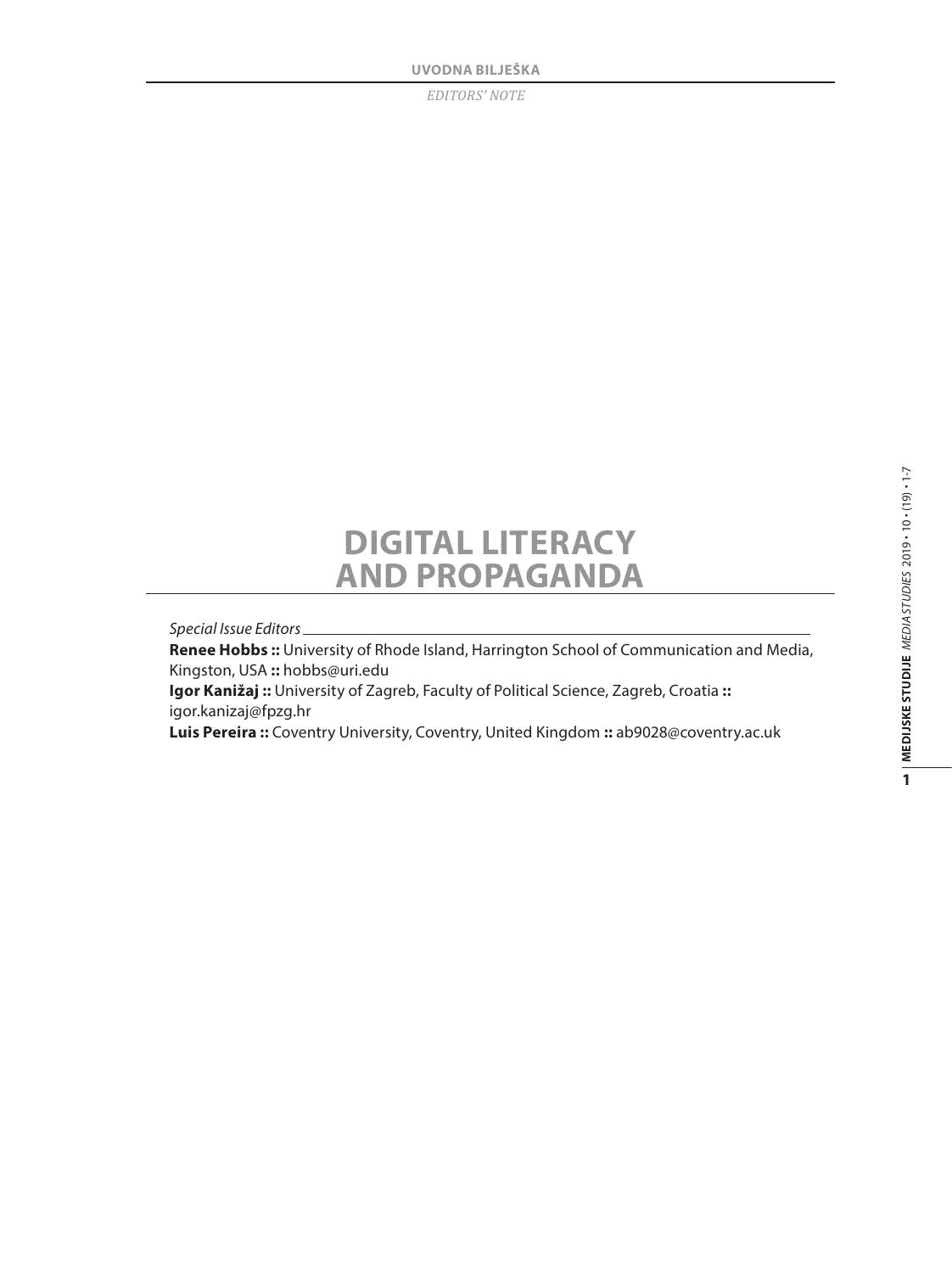UVODNA BILJEŠKA

*EDITORS' NOTE*

# DIGITAL LITERACY AND PROPAGANDA

*Special Issue Editors*

**Renee Hobbs ::** University of Rhode Island, Harrington School of Communication and Media, Kingston, USA **::** hobbs@uri.edu

**Igor Kanižaj ::** University of Zagreb, Faculty of Political Science, Zagreb, Croatia **::** igor.kanizaj@fpzg.hr

**Luis Pereira ::** Coventry University, Coventry, United Kingdom **::** ab9028@coventry.ac.uk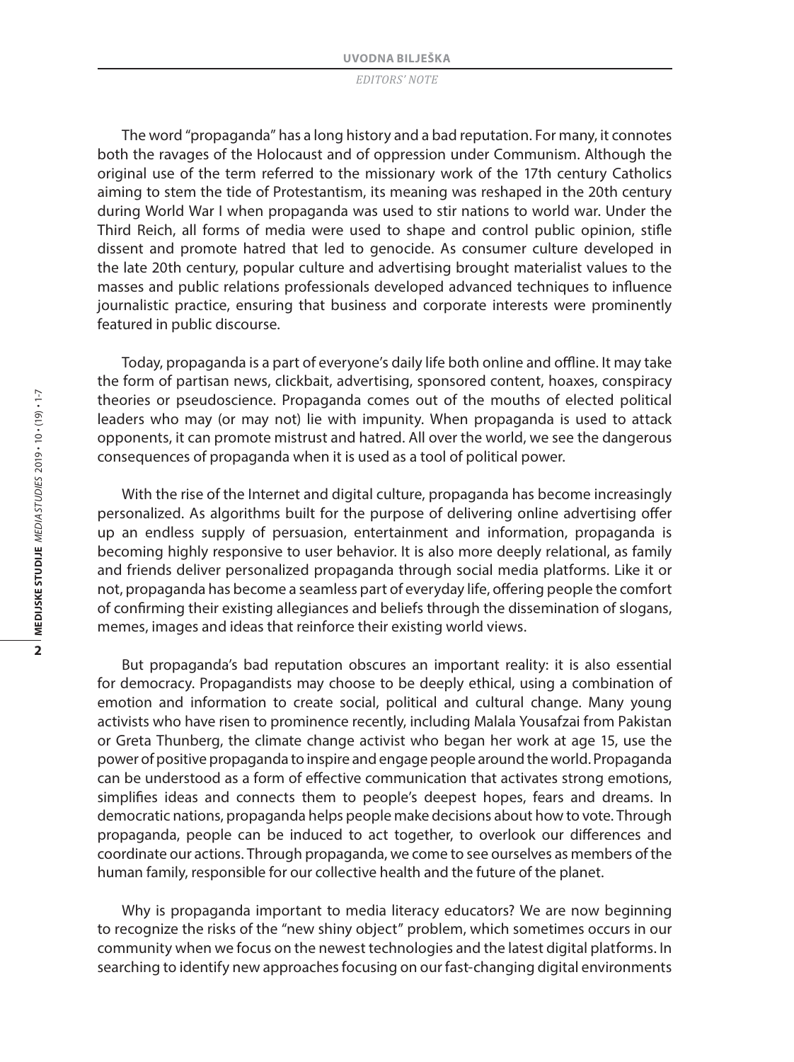The word "propaganda" has a long history and a bad reputation. For many, it connotes both the ravages of the Holocaust and of oppression under Communism. Although the original use of the term referred to the missionary work of the 17th century Catholics aiming to stem the tide of Protestantism, its meaning was reshaped in the 20th century during World War I when propaganda was used to stir nations to world war. Under the Third Reich, all forms of media were used to shape and control public opinion, stifle dissent and promote hatred that led to genocide. As consumer culture developed in the late 20th century, popular culture and advertising brought materialist values to the masses and public relations professionals developed advanced techniques to influence journalistic practice, ensuring that business and corporate interests were prominently featured in public discourse.

Today, propaganda is a part of everyone's daily life both online and offline. It may take the form of partisan news, clickbait, advertising, sponsored content, hoaxes, conspiracy theories or pseudoscience. Propaganda comes out of the mouths of elected political leaders who may (or may not) lie with impunity. When propaganda is used to attack opponents, it can promote mistrust and hatred. All over the world, we see the dangerous consequences of propaganda when it is used as a tool of political power.

With the rise of the Internet and digital culture, propaganda has become increasingly personalized. As algorithms built for the purpose of delivering online advertising offer up an endless supply of persuasion, entertainment and information, propaganda is becoming highly responsive to user behavior. It is also more deeply relational, as family and friends deliver personalized propaganda through social media platforms. Like it or not, propaganda has become a seamless part of everyday life, offering people the comfort of confirming their existing allegiances and beliefs through the dissemination of slogans, memes, images and ideas that reinforce their existing world views.

But propaganda's bad reputation obscures an important reality: it is also essential for democracy. Propagandists may choose to be deeply ethical, using a combination of emotion and information to create social, political and cultural change. Many young activists who have risen to prominence recently, including Malala Yousafzai from Pakistan or Greta Thunberg, the climate change activist who began her work at age 15, use the power of positive propaganda to inspire and engage people around the world. Propaganda can be understood as a form of effective communication that activates strong emotions, simplifies ideas and connects them to people's deepest hopes, fears and dreams. In democratic nations, propaganda helps people make decisions about how to vote. Through propaganda, people can be induced to act together, to overlook our differences and coordinate our actions. Through propaganda, we come to see ourselves as members of the human family, responsible for our collective health and the future of the planet.

Why is propaganda important to media literacy educators? We are now beginning to recognize the risks of the "new shiny object" problem, which sometimes occurs in our community when we focus on the newest technologies and the latest digital platforms. In searching to identify new approaches focusing on our fast-changing digital environments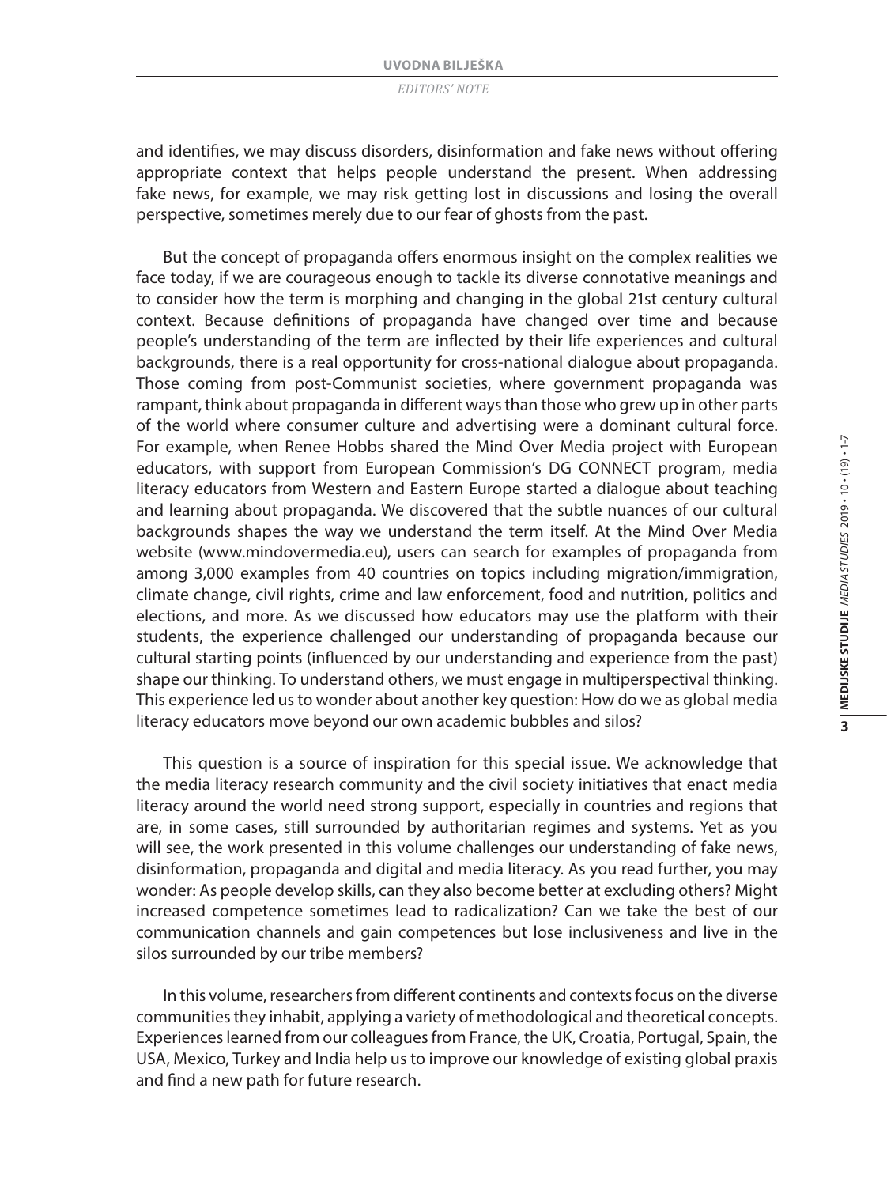and identifies, we may discuss disorders, disinformation and fake news without offering appropriate context that helps people understand the present. When addressing fake news, for example, we may risk getting lost in discussions and losing the overall perspective, sometimes merely due to our fear of ghosts from the past.

But the concept of propaganda offers enormous insight on the complex realities we face today, if we are courageous enough to tackle its diverse connotative meanings and to consider how the term is morphing and changing in the global 21st century cultural context. Because definitions of propaganda have changed over time and because people's understanding of the term are inflected by their life experiences and cultural backgrounds, there is a real opportunity for cross-national dialogue about propaganda. Those coming from post-Communist societies, where government propaganda was rampant, think about propaganda in different ways than those who grew up in other parts of the world where consumer culture and advertising were a dominant cultural force. For example, when Renee Hobbs shared the Mind Over Media project with European educators, with support from European Commission's DG CONNECT program, media literacy educators from Western and Eastern Europe started a dialogue about teaching and learning about propaganda. We discovered that the subtle nuances of our cultural backgrounds shapes the way we understand the term itself. At the Mind Over Media website (www.mindovermedia.eu), users can search for examples of propaganda from among 3,000 examples from 40 countries on topics including migration/immigration, climate change, civil rights, crime and law enforcement, food and nutrition, politics and elections, and more. As we discussed how educators may use the platform with their students, the experience challenged our understanding of propaganda because our cultural starting points (influenced by our understanding and experience from the past) shape our thinking. To understand others, we must engage in multiperspectival thinking. This experience led us to wonder about another key question: How do we as global media literacy educators move beyond our own academic bubbles and silos?

This question is a source of inspiration for this special issue. We acknowledge that the media literacy research community and the civil society initiatives that enact media literacy around the world need strong support, especially in countries and regions that are, in some cases, still surrounded by authoritarian regimes and systems. Yet as you will see, the work presented in this volume challenges our understanding of fake news, disinformation, propaganda and digital and media literacy. As you read further, you may wonder: As people develop skills, can they also become better at excluding others? Might increased competence sometimes lead to radicalization? Can we take the best of our communication channels and gain competences but lose inclusiveness and live in the silos surrounded by our tribe members?

In this volume, researchers from different continents and contexts focus on the diverse communities they inhabit, applying a variety of methodological and theoretical concepts. Experiences learned from our colleagues from France, the UK, Croatia, Portugal, Spain, the USA, Mexico, Turkey and India help us to improve our knowledge of existing global praxis and find a new path for future research.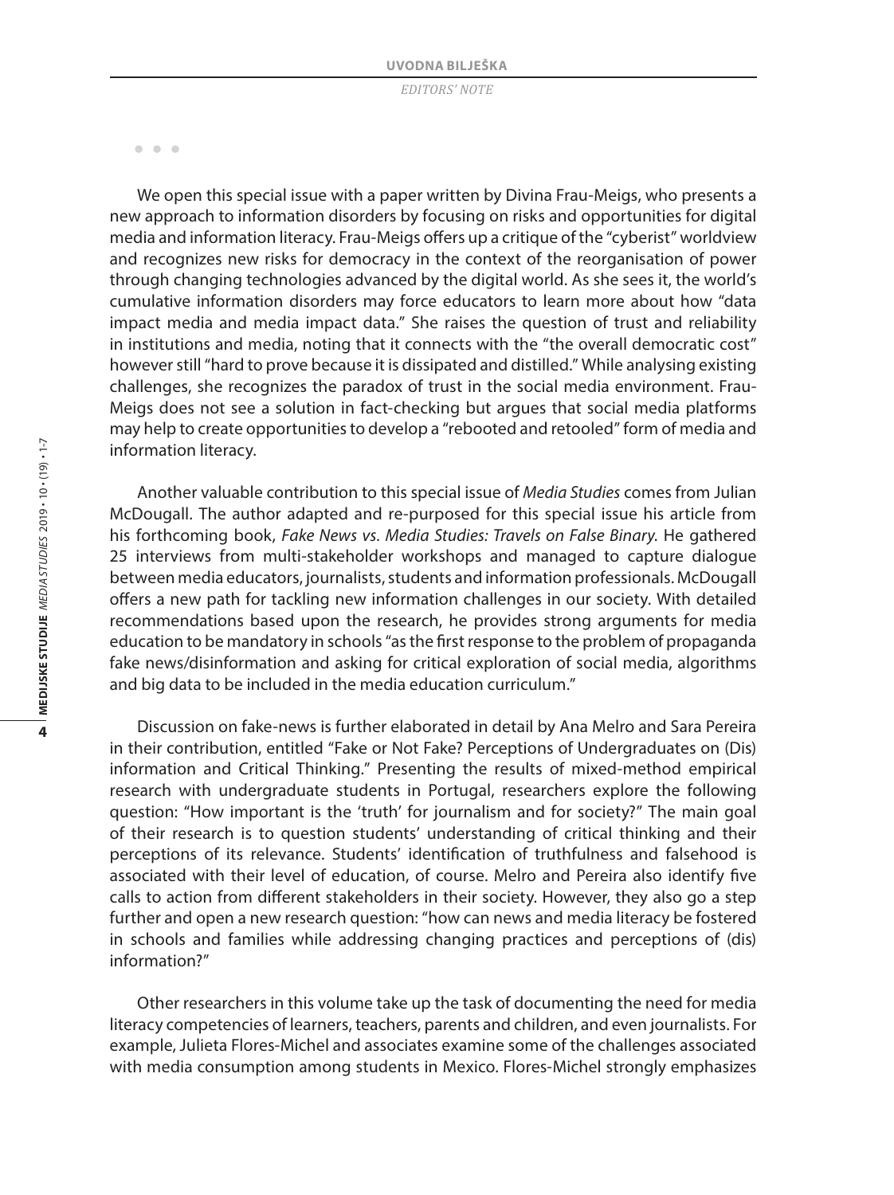• • •

We open this special issue with a paper written by Divina Frau-Meigs, who presents a new approach to information disorders by focusing on risks and opportunities for digital media and information literacy. Frau-Meigs offers up a critique of the "cyberist" worldview and recognizes new risks for democracy in the context of the reorganisation of power through changing technologies advanced by the digital world. As she sees it, the world's cumulative information disorders may force educators to learn more about how "data impact media and media impact data." She raises the question of trust and reliability in institutions and media, noting that it connects with the "the overall democratic cost" however still "hard to prove because it is dissipated and distilled." While analysing existing challenges, she recognizes the paradox of trust in the social media environment. Frau-Meigs does not see a solution in fact-checking but argues that social media platforms may help to create opportunities to develop a "rebooted and retooled" form of media and information literacy.

Another valuable contribution to this special issue of *Media Studies* comes from Julian McDougall. The author adapted and re-purposed for this special issue his article from his forthcoming book, *Fake News vs. Media Studies: Travels on False Binary.* He gathered 25 interviews from multi-stakeholder workshops and managed to capture dialogue between media educators, journalists, students and information professionals. McDougall offers a new path for tackling new information challenges in our society. With detailed recommendations based upon the research, he provides strong arguments for media education to be mandatory in schools "as the first response to the problem of propaganda fake news/disinformation and asking for critical exploration of social media, algorithms and big data to be included in the media education curriculum."

Discussion on fake-news is further elaborated in detail by Ana Melro and Sara Pereira in their contribution, entitled "Fake or Not Fake? Perceptions of Undergraduates on (Dis) information and Critical Thinking." Presenting the results of mixed-method empirical research with undergraduate students in Portugal, researchers explore the following question: "How important is the 'truth' for journalism and for society?" The main goal of their research is to question students' understanding of critical thinking and their perceptions of its relevance. Students' identification of truthfulness and falsehood is associated with their level of education, of course. Melro and Pereira also identify five calls to action from different stakeholders in their society. However, they also go a step further and open a new research question: "how can news and media literacy be fostered in schools and families while addressing changing practices and perceptions of (dis) information?"

Other researchers in this volume take up the task of documenting the need for media literacy competencies of learners, teachers, parents and children, and even journalists. For example, Julieta Flores-Michel and associates examine some of the challenges associated with media consumption among students in Mexico. Flores-Michel strongly emphasizes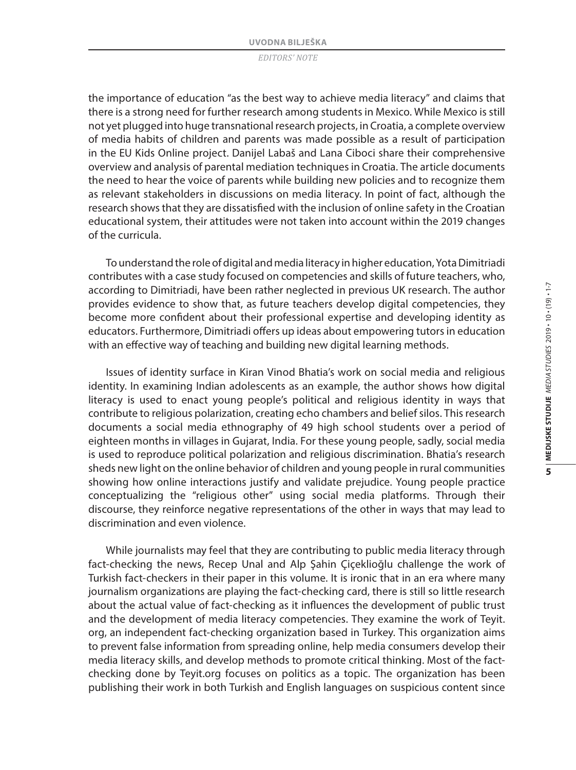the importance of education "as the best way to achieve media literacy" and claims that there is a strong need for further research among students in Mexico. While Mexico is still not yet plugged into huge transnational research projects, in Croatia, a complete overview of media habits of children and parents was made possible as a result of participation in the EU Kids Online project. Danijel Labaš and Lana Ciboci share their comprehensive overview and analysis of parental mediation techniques in Croatia. The article documents the need to hear the voice of parents while building new policies and to recognize them as relevant stakeholders in discussions on media literacy. In point of fact, although the research shows that they are dissatisfied with the inclusion of online safety in the Croatian educational system, their attitudes were not taken into account within the 2019 changes of the curricula.

To understand the role of digital and media literacy in higher education, Yota Dimitriadi contributes with a case study focused on competencies and skills of future teachers, who, according to Dimitriadi, have been rather neglected in previous UK research. The author provides evidence to show that, as future teachers develop digital competencies, they become more confident about their professional expertise and developing identity as educators. Furthermore, Dimitriadi offers up ideas about empowering tutors in education with an effective way of teaching and building new digital learning methods.

Issues of identity surface in Kiran Vinod Bhatia's work on social media and religious identity. In examining Indian adolescents as an example, the author shows how digital literacy is used to enact young people's political and religious identity in ways that contribute to religious polarization, creating echo chambers and belief silos. This research documents a social media ethnography of 49 high school students over a period of eighteen months in villages in Gujarat, India. For these young people, sadly, social media is used to reproduce political polarization and religious discrimination. Bhatia's research sheds new light on the online behavior of children and young people in rural communities showing how online interactions justify and validate prejudice. Young people practice conceptualizing the "religious other" using social media platforms. Through their discourse, they reinforce negative representations of the other in ways that may lead to discrimination and even violence.

While journalists may feel that they are contributing to public media literacy through fact-checking the news, Recep Unal and Alp Şahin Çiçeklioğlu challenge the work of Turkish fact-checkers in their paper in this volume. It is ironic that in an era where many journalism organizations are playing the fact-checking card, there is still so little research about the actual value of fact-checking as it influences the development of public trust and the development of media literacy competencies. They examine the work of Teyit.org, an independent fact-checking organization based in Turkey. This organization aims to prevent false information from spreading online, help media consumers develop their media literacy skills, and develop methods to promote critical thinking. Most of the fact-checking done by Teyit.org focuses on politics as a topic. The organization has been publishing their work in both Turkish and English languages on suspicious content since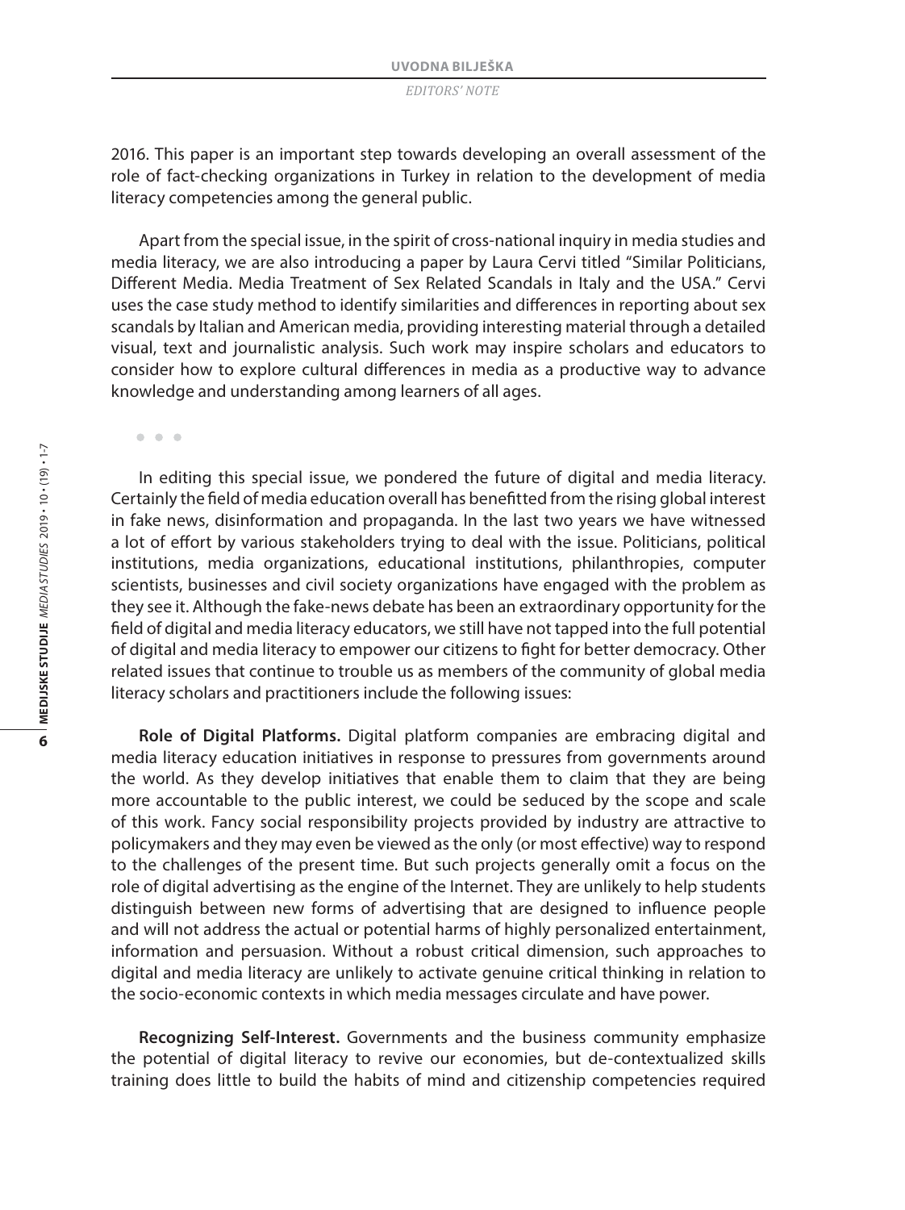2016. This paper is an important step towards developing an overall assessment of the role of fact-checking organizations in Turkey in relation to the development of media literacy competencies among the general public.

Apart from the special issue, in the spirit of cross-national inquiry in media studies and media literacy, we are also introducing a paper by Laura Cervi titled "Similar Politicians, Different Media. Media Treatment of Sex Related Scandals in Italy and the USA." Cervi uses the case study method to identify similarities and differences in reporting about sex scandals by Italian and American media, providing interesting material through a detailed visual, text and journalistic analysis. Such work may inspire scholars and educators to consider how to explore cultural differences in media as a productive way to advance knowledge and understanding among learners of all ages.

• • •

In editing this special issue, we pondered the future of digital and media literacy. Certainly the field of media education overall has benefitted from the rising global interest in fake news, disinformation and propaganda. In the last two years we have witnessed a lot of effort by various stakeholders trying to deal with the issue. Politicians, political institutions, media organizations, educational institutions, philanthropies, computer scientists, businesses and civil society organizations have engaged with the problem as they see it. Although the fake-news debate has been an extraordinary opportunity for the field of digital and media literacy educators, we still have not tapped into the full potential of digital and media literacy to empower our citizens to fight for better democracy. Other related issues that continue to trouble us as members of the community of global media literacy scholars and practitioners include the following issues:

**Role of Digital Platforms.** Digital platform companies are embracing digital and media literacy education initiatives in response to pressures from governments around the world. As they develop initiatives that enable them to claim that they are being more accountable to the public interest, we could be seduced by the scope and scale of this work. Fancy social responsibility projects provided by industry are attractive to policymakers and they may even be viewed as the only (or most effective) way to respond to the challenges of the present time. But such projects generally omit a focus on the role of digital advertising as the engine of the Internet. They are unlikely to help students distinguish between new forms of advertising that are designed to influence people and will not address the actual or potential harms of highly personalized entertainment, information and persuasion. Without a robust critical dimension, such approaches to digital and media literacy are unlikely to activate genuine critical thinking in relation to the socio-economic contexts in which media messages circulate and have power.

**Recognizing Self-Interest.** Governments and the business community emphasize the potential of digital literacy to revive our economies, but de-contextualized skills training does little to build the habits of mind and citizenship competencies required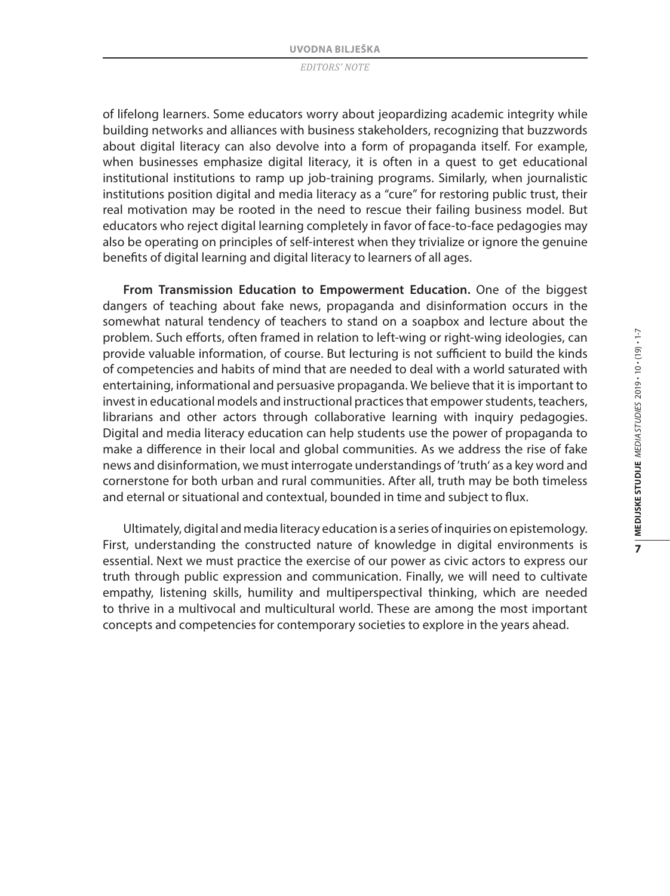of lifelong learners. Some educators worry about jeopardizing academic integrity while building networks and alliances with business stakeholders, recognizing that buzzwords about digital literacy can also devolve into a form of propaganda itself. For example, when businesses emphasize digital literacy, it is often in a quest to get educational institutional institutions to ramp up job-training programs. Similarly, when journalistic institutions position digital and media literacy as a "cure" for restoring public trust, their real motivation may be rooted in the need to rescue their failing business model. But educators who reject digital learning completely in favor of face-to-face pedagogies may also be operating on principles of self-interest when they trivialize or ignore the genuine benefits of digital learning and digital literacy to learners of all ages.

**From Transmission Education to Empowerment Education.** One of the biggest dangers of teaching about fake news, propaganda and disinformation occurs in the somewhat natural tendency of teachers to stand on a soapbox and lecture about the problem. Such efforts, often framed in relation to left-wing or right-wing ideologies, can provide valuable information, of course. But lecturing is not sufficient to build the kinds of competencies and habits of mind that are needed to deal with a world saturated with entertaining, informational and persuasive propaganda. We believe that it is important to invest in educational models and instructional practices that empower students, teachers, librarians and other actors through collaborative learning with inquiry pedagogies. Digital and media literacy education can help students use the power of propaganda to make a difference in their local and global communities. As we address the rise of fake news and disinformation, we must interrogate understandings of 'truth' as a key word and cornerstone for both urban and rural communities. After all, truth may be both timeless and eternal or situational and contextual, bounded in time and subject to flux.

Ultimately, digital and media literacy education is a series of inquiries on epistemology. First, understanding the constructed nature of knowledge in digital environments is essential. Next we must practice the exercise of our power as civic actors to express our truth through public expression and communication. Finally, we will need to cultivate empathy, listening skills, humility and multiperspectival thinking, which are needed to thrive in a multivocal and multicultural world. These are among the most important concepts and competencies for contemporary societies to explore in the years ahead.